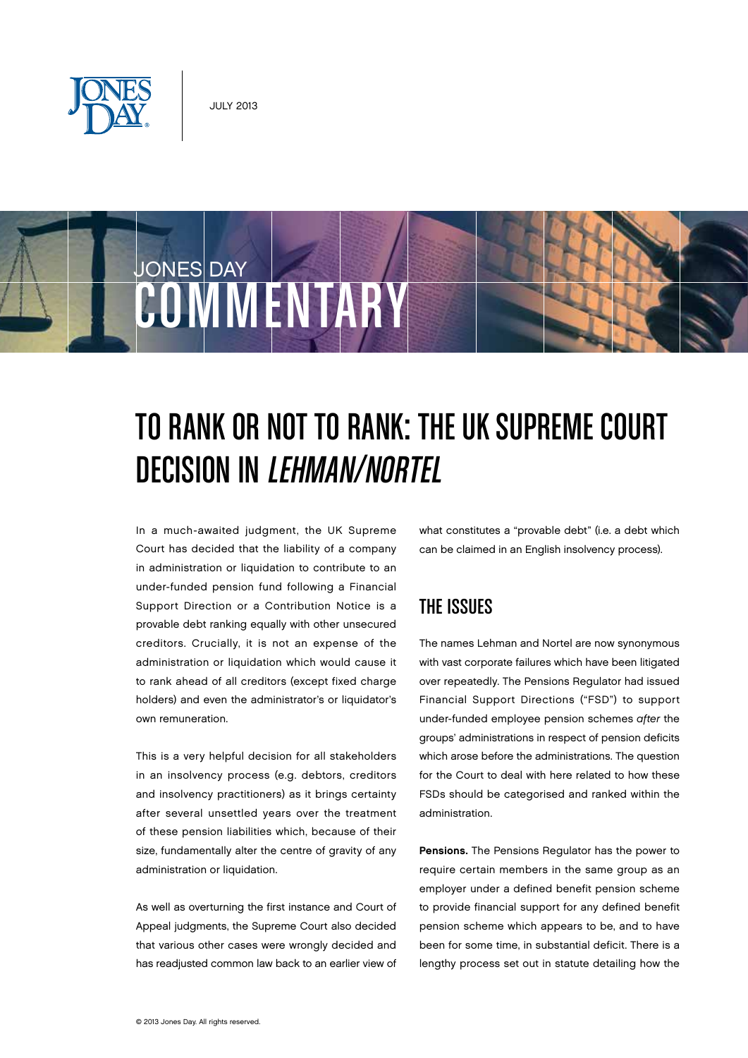JULY 2013

JONES DAY COMMENTARY

# TO RANK OR NOT TO RANK: THE UK SUPREME COURT DECISION IN *LEHMAN/NORTEL*

In a much-awaited judgment, the UK Supreme Court has decided that the liability of a company in administration or liquidation to contribute to an under-funded pension fund following a Financial Support Direction or a Contribution Notice is a provable debt ranking equally with other unsecured creditors. Crucially, it is not an expense of the administration or liquidation which would cause it to rank ahead of all creditors (except fixed charge holders) and even the administrator's or liquidator's own remuneration.

This is a very helpful decision for all stakeholders in an insolvency process (e.g. debtors, creditors and insolvency practitioners) as it brings certainty after several unsettled years over the treatment of these pension liabilities which, because of their size, fundamentally alter the centre of gravity of any administration or liquidation.

As well as overturning the first instance and Court of Appeal judgments, the Supreme Court also decided that various other cases were wrongly decided and has readjusted common law back to an earlier view of what constitutes a "provable debt" (i.e. a debt which can be claimed in an English insolvency process).

## THE ISSUES

The names Lehman and Nortel are now synonymous with vast corporate failures which have been litigated over repeatedly. The Pensions Regulator had issued Financial Support Directions ("FSD") to support under-funded employee pension schemes *after* the groups' administrations in respect of pension deficits which arose before the administrations. The question for the Court to deal with here related to how these FSDs should be categorised and ranked within the administration.

**Pensions.** The Pensions Regulator has the power to require certain members in the same group as an employer under a defined benefit pension scheme to provide financial support for any defined benefit pension scheme which appears to be, and to have been for some time, in substantial deficit. There is a lengthy process set out in statute detailing how the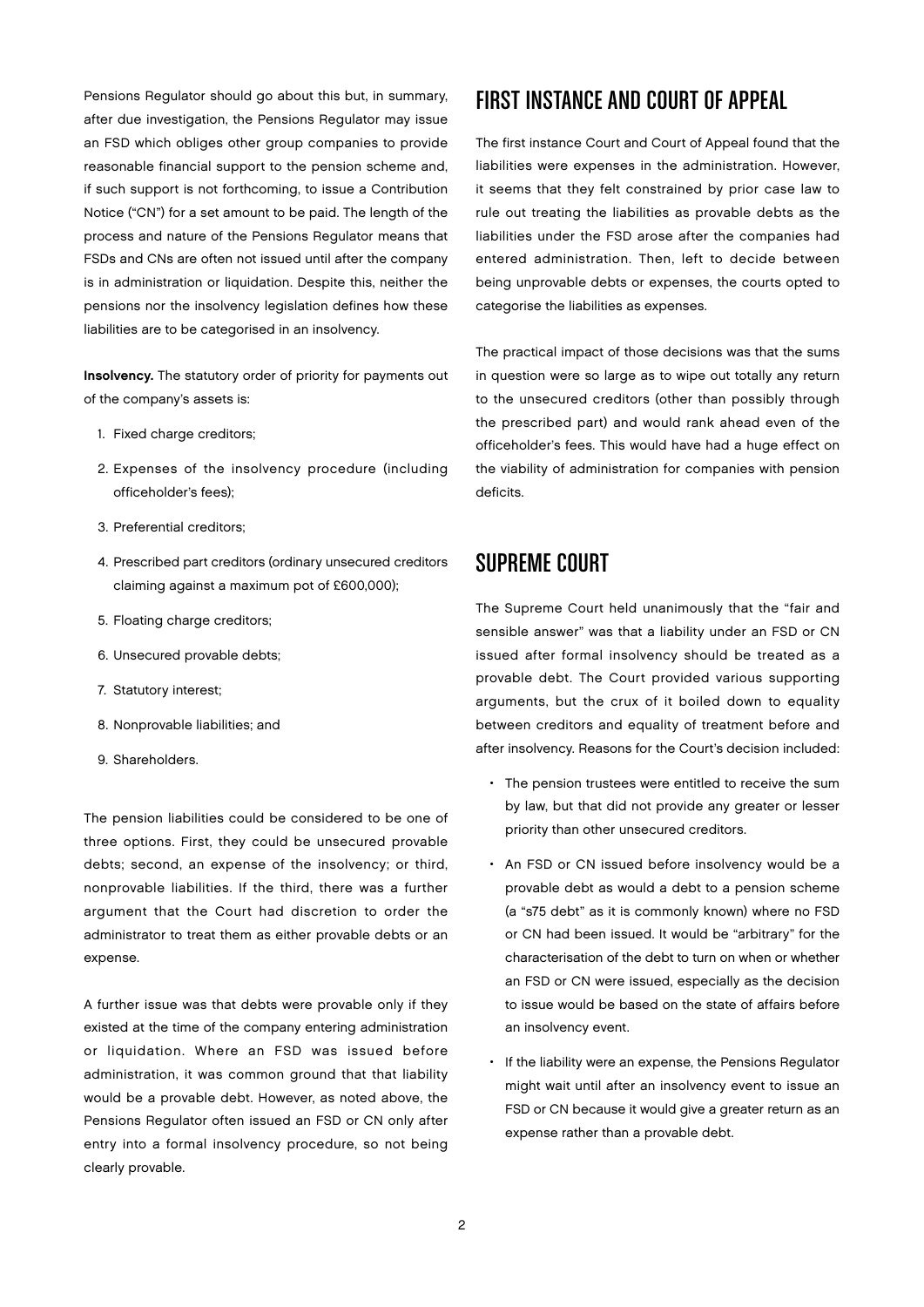Pensions Regulator should go about this but, in summary, after due investigation, the Pensions Regulator may issue an FSD which obliges other group companies to provide reasonable financial support to the pension scheme and, if such support is not forthcoming, to issue a Contribution Notice ("CN") for a set amount to be paid. The length of the process and nature of the Pensions Regulator means that FSDs and CNs are often not issued until after the company is in administration or liquidation. Despite this, neither the pensions nor the insolvency legislation defines how these liabilities are to be categorised in an insolvency.

**Insolvency.** The statutory order of priority for payments out of the company's assets is:

1. Fixed charge creditors;
2. Expenses of the insolvency procedure (including officeholder's fees);
3. Preferential creditors;
4. Prescribed part creditors (ordinary unsecured creditors claiming against a maximum pot of £600,000);
5. Floating charge creditors;
6. Unsecured provable debts;
7. Statutory interest;
8. Nonprovable liabilities; and
9. Shareholders.

The pension liabilities could be considered to be one of three options. First, they could be unsecured provable debts; second, an expense of the insolvency; or third, nonprovable liabilities. If the third, there was a further argument that the Court had discretion to order the administrator to treat them as either provable debts or an expense.

A further issue was that debts were provable only if they existed at the time of the company entering administration or liquidation. Where an FSD was issued before administration, it was common ground that that liability would be a provable debt. However, as noted above, the Pensions Regulator often issued an FSD or CN only after entry into a formal insolvency procedure, so not being clearly provable.

## FIRST INSTANCE AND COURT OF APPEAL

The first instance Court and Court of Appeal found that the liabilities were expenses in the administration. However, it seems that they felt constrained by prior case law to rule out treating the liabilities as provable debts as the liabilities under the FSD arose after the companies had entered administration. Then, left to decide between being unprovable debts or expenses, the courts opted to categorise the liabilities as expenses.

The practical impact of those decisions was that the sums in question were so large as to wipe out totally any return to the unsecured creditors (other than possibly through the prescribed part) and would rank ahead even of the officeholder's fees. This would have had a huge effect on the viability of administration for companies with pension deficits.

## SUPREME COURT

The Supreme Court held unanimously that the "fair and sensible answer" was that a liability under an FSD or CN issued after formal insolvency should be treated as a provable debt. The Court provided various supporting arguments, but the crux of it boiled down to equality between creditors and equality of treatment before and after insolvency. Reasons for the Court's decision included:

- The pension trustees were entitled to receive the sum by law, but that did not provide any greater or lesser priority than other unsecured creditors.
- An FSD or CN issued before insolvency would be a provable debt as would a debt to a pension scheme (a "s75 debt" as it is commonly known) where no FSD or CN had been issued. It would be "arbitrary" for the characterisation of the debt to turn on when or whether an FSD or CN were issued, especially as the decision to issue would be based on the state of affairs before an insolvency event.
- If the liability were an expense, the Pensions Regulator might wait until after an insolvency event to issue an FSD or CN because it would give a greater return as an expense rather than a provable debt.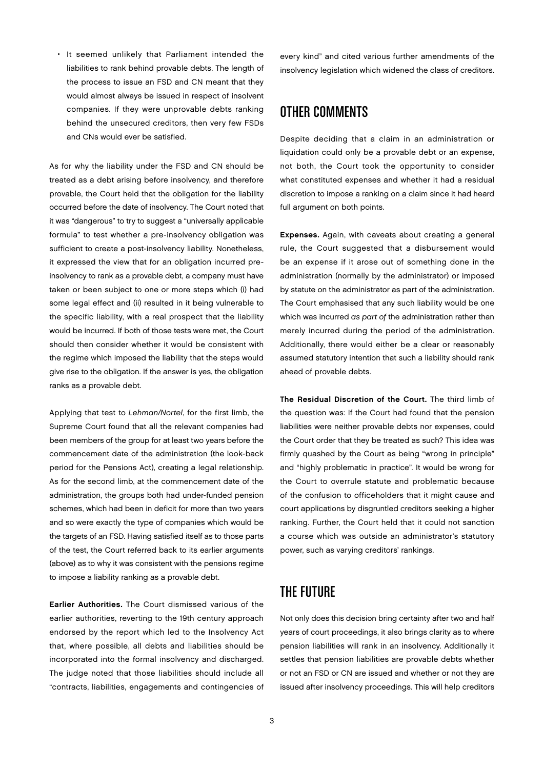- It seemed unlikely that Parliament intended the liabilities to rank behind provable debts. The length of the process to issue an FSD and CN meant that they would almost always be issued in respect of insolvent companies. If they were unprovable debts ranking behind the unsecured creditors, then very few FSDs and CNs would ever be satisfied.

As for why the liability under the FSD and CN should be treated as a debt arising before insolvency, and therefore provable, the Court held that the obligation for the liability occurred before the date of insolvency. The Court noted that it was "dangerous" to try to suggest a "universally applicable formula" to test whether a pre-insolvency obligation was sufficient to create a post-insolvency liability. Nonetheless, it expressed the view that for an obligation incurred pre-insolvency to rank as a provable debt, a company must have taken or been subject to one or more steps which (i) had some legal effect and (ii) resulted in it being vulnerable to the specific liability, with a real prospect that the liability would be incurred. If both of those tests were met, the Court should then consider whether it would be consistent with the regime which imposed the liability that the steps would give rise to the obligation. If the answer is yes, the obligation ranks as a provable debt.

Applying that test to *Lehman/Nortel*, for the first limb, the Supreme Court found that all the relevant companies had been members of the group for at least two years before the commencement date of the administration (the look-back period for the Pensions Act), creating a legal relationship. As for the second limb, at the commencement date of the administration, the groups both had under-funded pension schemes, which had been in deficit for more than two years and so were exactly the type of companies which would be the targets of an FSD. Having satisfied itself as to those parts of the test, the Court referred back to its earlier arguments (above) as to why it was consistent with the pensions regime to impose a liability ranking as a provable debt.

**Earlier Authorities.** The Court dismissed various of the earlier authorities, reverting to the 19th century approach endorsed by the report which led to the Insolvency Act that, where possible, all debts and liabilities should be incorporated into the formal insolvency and discharged. The judge noted that those liabilities should include all "contracts, liabilities, engagements and contingencies of every kind" and cited various further amendments of the insolvency legislation which widened the class of creditors.

## OTHER COMMENTS

Despite deciding that a claim in an administration or liquidation could only be a provable debt or an expense, not both, the Court took the opportunity to consider what constituted expenses and whether it had a residual discretion to impose a ranking on a claim since it had heard full argument on both points.

**Expenses.** Again, with caveats about creating a general rule, the Court suggested that a disbursement would be an expense if it arose out of something done in the administration (normally by the administrator) or imposed by statute on the administrator as part of the administration. The Court emphasised that any such liability would be one which was incurred *as part of* the administration rather than merely incurred during the period of the administration. Additionally, there would either be a clear or reasonably assumed statutory intention that such a liability should rank ahead of provable debts.

**The Residual Discretion of the Court.** The third limb of the question was: If the Court had found that the pension liabilities were neither provable debts nor expenses, could the Court order that they be treated as such? This idea was firmly quashed by the Court as being "wrong in principle" and "highly problematic in practice". It would be wrong for the Court to overrule statute and problematic because of the confusion to officeholders that it might cause and court applications by disgruntled creditors seeking a higher ranking. Further, the Court held that it could not sanction a course which was outside an administrator's statutory power, such as varying creditors' rankings.

## THE FUTURE

Not only does this decision bring certainty after two and half years of court proceedings, it also brings clarity as to where pension liabilities will rank in an insolvency. Additionally it settles that pension liabilities are provable debts whether or not an FSD or CN are issued and whether or not they are issued after insolvency proceedings. This will help creditors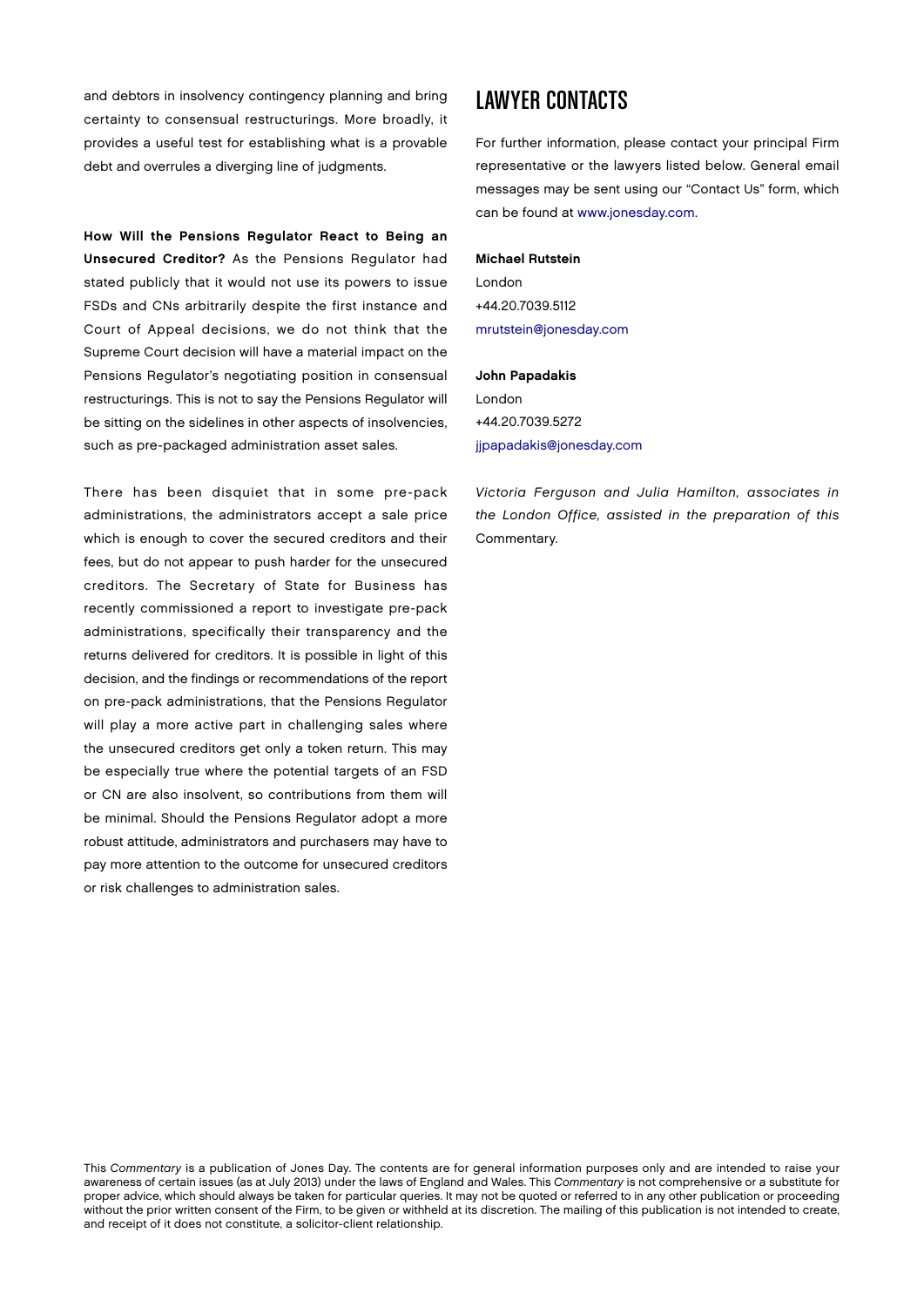and debtors in insolvency contingency planning and bring certainty to consensual restructurings. More broadly, it provides a useful test for establishing what is a provable debt and overrules a diverging line of judgments.

**How Will the Pensions Regulator React to Being an Unsecured Creditor?** As the Pensions Regulator had stated publicly that it would not use its powers to issue FSDs and CNs arbitrarily despite the first instance and Court of Appeal decisions, we do not think that the Supreme Court decision will have a material impact on the Pensions Regulator's negotiating position in consensual restructurings. This is not to say the Pensions Regulator will be sitting on the sidelines in other aspects of insolvencies, such as pre-packaged administration asset sales.

There has been disquiet that in some pre-pack administrations, the administrators accept a sale price which is enough to cover the secured creditors and their fees, but do not appear to push harder for the unsecured creditors. The Secretary of State for Business has recently commissioned a report to investigate pre-pack administrations, specifically their transparency and the returns delivered for creditors. It is possible in light of this decision, and the findings or recommendations of the report on pre-pack administrations, that the Pensions Regulator will play a more active part in challenging sales where the unsecured creditors get only a token return. This may be especially true where the potential targets of an FSD or CN are also insolvent, so contributions from them will be minimal. Should the Pensions Regulator adopt a more robust attitude, administrators and purchasers may have to pay more attention to the outcome for unsecured creditors or risk challenges to administration sales.

## LAWYER CONTACTS

For further information, please contact your principal Firm representative or the lawyers listed below. General email messages may be sent using our "Contact Us" form, which can be found at www.jonesday.com.

**Michael Rutstein**
London
+44.20.7039.5112
mrutstein@jonesday.com

**John Papadakis**
London
+44.20.7039.5272
jjpapadakis@jonesday.com

*Victoria Ferguson and Julia Hamilton, associates in the London Office, assisted in the preparation of this* Commentary.

This *Commentary* is a publication of Jones Day. The contents are for general information purposes only and are intended to raise your awareness of certain issues (as at July 2013) under the laws of England and Wales. This *Commentary* is not comprehensive or a substitute for proper advice, which should always be taken for particular queries. It may not be quoted or referred to in any other publication or proceeding without the prior written consent of the Firm, to be given or withheld at its discretion. The mailing of this publication is not intended to create, and receipt of it does not constitute, a solicitor-client relationship.